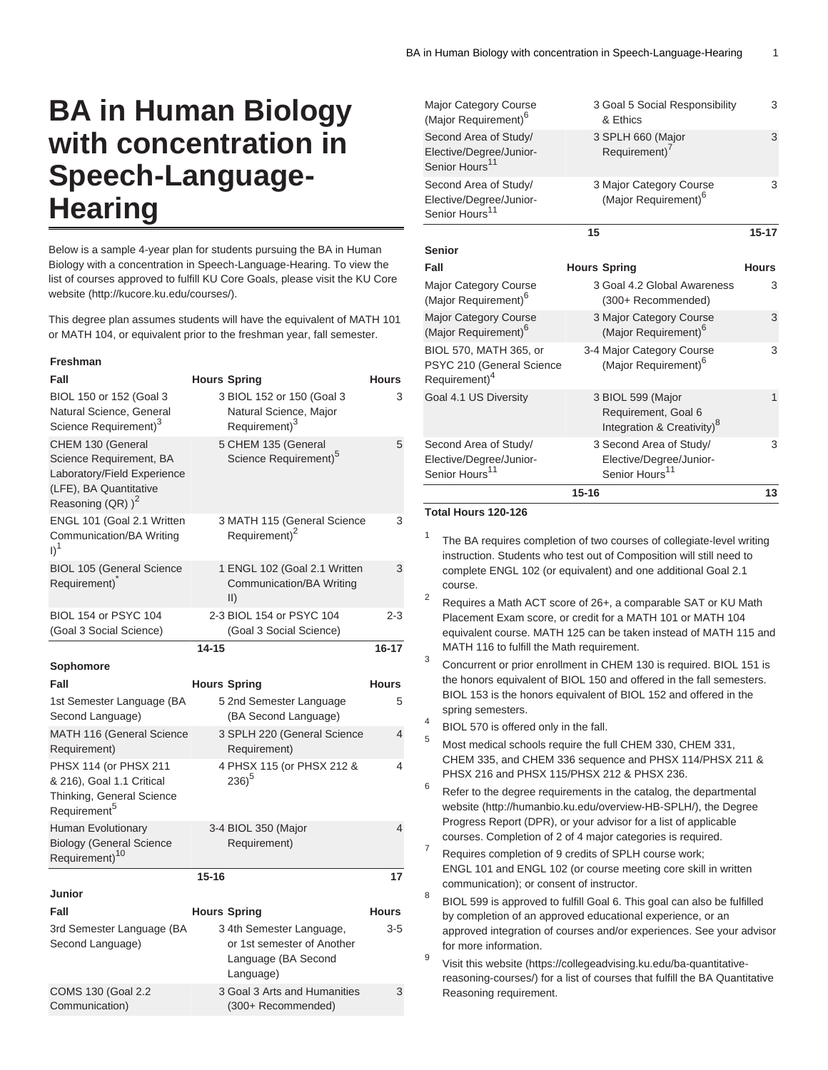# BA in Human Biology with concentration in Speech-Language-Hearing

Below is a sample 4-year plan for students pursuing the BA in Human Biology with a concentration in Speech-Language-Hearing. To view the list of courses approved to fulfill KU Core Goals, please visit the KU Core website (http://kucore.ku.edu/courses/).

This degree plan assumes students will have the equivalent of MATH 101 or MATH 104, or equivalent prior to the freshman year, fall semester.

| Freshman | | | |
|---|---|---|---|
| Fall | Hours | Spring | Hours |
| BIOL 150 or 152 (Goal 3 Natural Science, General Science Requirement)[3] | 3 | BIOL 152 or 150 (Goal 3 Natural Science, Major Requirement)[3] | 3 |
| CHEM 130 (General Science Requirement, BA Laboratory/Field Experience (LFE), BA Quantitative Reasoning (QR) )[2] | 5 | CHEM 135 (General Science Requirement)[5] | 5 |
| ENGL 101 (Goal 2.1 Written Communication/BA Writing I)[1] | 3 | MATH 115 (General Science Requirement)[2] | 3 |
| BIOL 105 (General Science Requirement)[*] | 1 | ENGL 102 (Goal 2.1 Written Communication/BA Writing II) | 3 |
| BIOL 154 or PSYC 104 (Goal 3 Social Science) | 2-3 | BIOL 154 or PSYC 104 (Goal 3 Social Science) | 2-3 |
| | 14-15 | | 16-17 |
| **Sophomore** | | | |
| Fall | Hours | Spring | Hours |
| 1st Semester Language (BA Second Language) | 5 | 2nd Semester Language (BA Second Language) | 5 |
| MATH 116 (General Science Requirement) | 3 | SPLH 220 (General Science Requirement) | 4 |
| PHSX 114 (or PHSX 211 & 216), Goal 1.1 Critical Thinking, General Science Requirement[5] | 4 | PHSX 115 (or PHSX 212 & 236)[5] | 4 |
| Human Evolutionary Biology (General Science Requirement)[10] | 3-4 | BIOL 350 (Major Requirement) | 4 |
| | 15-16 | | 17 |
| **Junior** | | | |
| Fall | Hours | Spring | Hours |
| 3rd Semester Language (BA Second Language) | 3 | 4th Semester Language, or 1st semester of Another Language (BA Second Language) | 3-5 |
| COMS 130 (Goal 2.2 Communication) | 3 | Goal 3 Arts and Humanities (300+ Recommended) | 3 |
| Major Category Course (Major Requirement)[6] | 3 | Goal 5 Social Responsibility & Ethics | 3 |
| Second Area of Study/ Elective/Degree/Junior-Senior Hours[11] | 3 | SPLH 660 (Major Requirement)[7] | 3 |
| Second Area of Study/ Elective/Degree/Junior-Senior Hours[11] | 3 | Major Category Course (Major Requirement)[6] | 3 |
| | 15 | | 15-17 |
| **Senior** | | | |
| Fall | Hours | Spring | Hours |
| Major Category Course (Major Requirement)[6] | 3 | Goal 4.2 Global Awareness (300+ Recommended) | 3 |
| Major Category Course (Major Requirement)[6] | 3 | Major Category Course (Major Requirement)[6] | 3 |
| BIOL 570, MATH 365, or PSYC 210 (General Science Requirement)[4] | 3-4 | Major Category Course (Major Requirement)[6] | 3 |
| Goal 4.1 US Diversity | 3 | BIOL 599 (Major Requirement, Goal 6 Integration & Creativity)[8] | 1 |
| Second Area of Study/ Elective/Degree/Junior-Senior Hours[11] | 3 | Second Area of Study/ Elective/Degree/Junior-Senior Hours[11] | 3 |
| | 15-16 | | 13 |

**Total Hours 120-126**

1. The BA requires completion of two courses of collegiate-level writing instruction. Students who test out of Composition will still need to complete ENGL 102 (or equivalent) and one additional Goal 2.1 course.
2. Requires a Math ACT score of 26+, a comparable SAT or KU Math Placement Exam score, or credit for a MATH 101 or MATH 104 equivalent course. MATH 125 can be taken instead of MATH 115 and MATH 116 to fulfill the Math requirement.
3. Concurrent or prior enrollment in CHEM 130 is required. BIOL 151 is the honors equivalent of BIOL 150 and offered in the fall semesters. BIOL 153 is the honors equivalent of BIOL 152 and offered in the spring semesters.
4. BIOL 570 is offered only in the fall.
5. Most medical schools require the full CHEM 330, CHEM 331, CHEM 335, and CHEM 336 sequence and PHSX 114/PHSX 211 & PHSX 216 and PHSX 115/PHSX 212 & PHSX 236.
6. Refer to the degree requirements in the catalog, the departmental website (http://humanbio.ku.edu/overview-HB-SPLH/), the Degree Progress Report (DPR), or your advisor for a list of applicable courses. Completion of 2 of 4 major categories is required.
7. Requires completion of 9 credits of SPLH course work; ENGL 101 and ENGL 102 (or course meeting core skill in written communication); or consent of instructor.
8. BIOL 599 is approved to fulfill Goal 6. This goal can also be fulfilled by completion of an approved educational experience, or an approved integration of courses and/or experiences. See your advisor for more information.
9. Visit this website (https://collegeadvising.ku.edu/ba-quantitative-reasoning-courses/) for a list of courses that fulfill the BA Quantitative Reasoning requirement.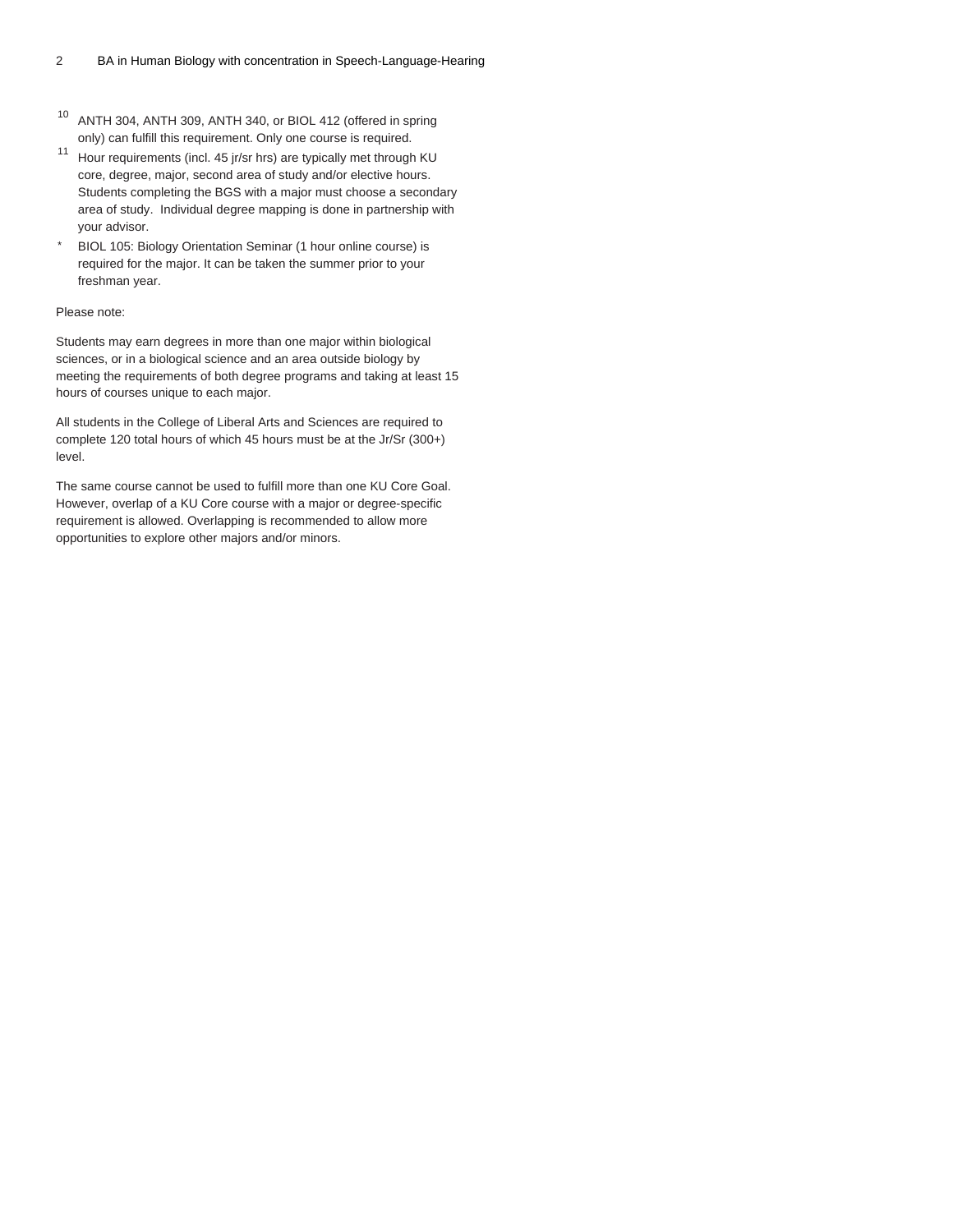[10] ANTH 304, ANTH 309, ANTH 340, or BIOL 412 (offered in spring only) can fulfill this requirement. Only one course is required.

[11] Hour requirements (incl. 45 jr/sr hrs) are typically met through KU core, degree, major, second area of study and/or elective hours. Students completing the BGS with a major must choose a secondary area of study. Individual degree mapping is done in partnership with your advisor.

* BIOL 105: Biology Orientation Seminar (1 hour online course) is required for the major. It can be taken the summer prior to your freshman year.

Please note:

Students may earn degrees in more than one major within biological sciences, or in a biological science and an area outside biology by meeting the requirements of both degree programs and taking at least 15 hours of courses unique to each major.

All students in the College of Liberal Arts and Sciences are required to complete 120 total hours of which 45 hours must be at the Jr/Sr (300+) level.

The same course cannot be used to fulfill more than one KU Core Goal. However, overlap of a KU Core course with a major or degree-specific requirement is allowed. Overlapping is recommended to allow more opportunities to explore other majors and/or minors.